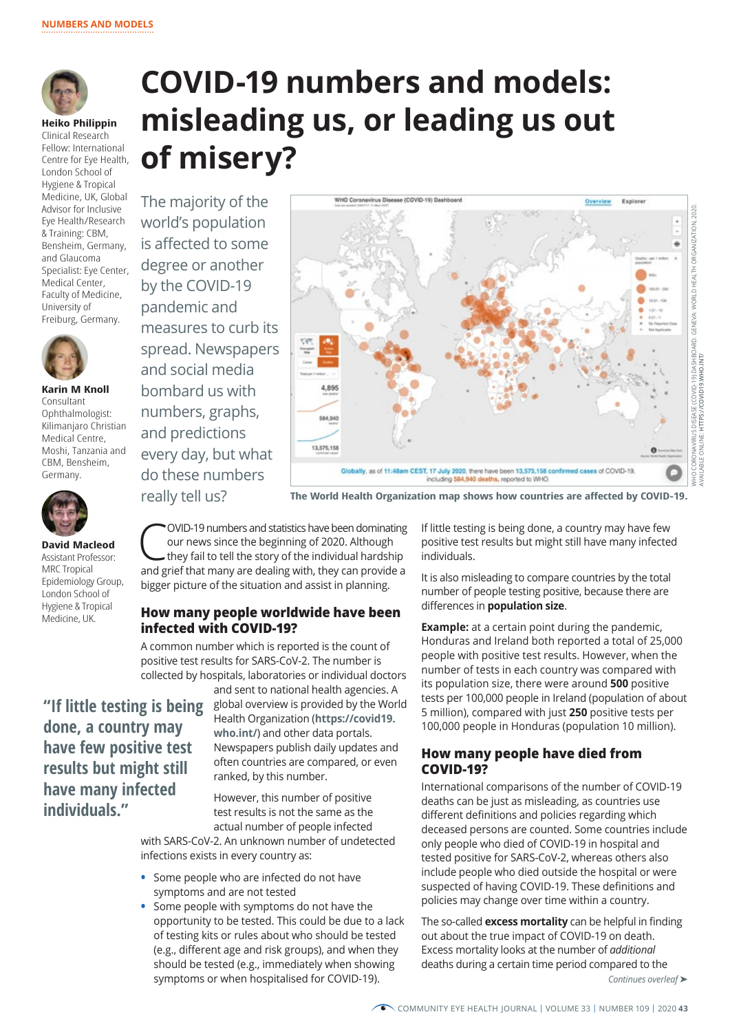NUMBERS AND MODELS

# COVID-19 numbers and models: misleading us, or leading us out of misery?

**Heiko Philippin**
Clinical Research Fellow: International Centre for Eye Health, London School of Hygiene & Tropical Medicine, UK, Global Advisor for Inclusive Eye Health/Research & Training: CBM, Bensheim, Germany, and Glaucoma Specialist: Eye Center, Medical Center, Faculty of Medicine, University of Freiburg, Germany.

**Karin M Knoll**
Consultant Ophthalmologist: Kilimanjaro Christian Medical Centre, Moshi, Tanzania and CBM, Bensheim, Germany.

**David Macleod**
Assistant Professor: MRC Tropical Epidemiology Group, London School of Hygiene & Tropical Medicine, UK.

The majority of the world's population is affected to some degree or another by the COVID-19 pandemic and measures to curb its spread. Newspapers and social media bombard us with numbers, graphs, and predictions every day, but what do these numbers really tell us?

**The World Health Organization map shows how countries are affected by COVID-19.**

WHO CORONAVIRUS DISEASE (COVID-19) DASHBOARD. GENEVA: WORLD HEALTH ORGANIZATION, 2020. AVAILABLE ONLINE: HTTPS://COVID19.WHO.INT/

COVID-19 numbers and statistics have been dominating our news since the beginning of 2020. Although they fail to tell the story of the individual hardship and grief that many are dealing with, they can provide a bigger picture of the situation and assist in planning.

## How many people worldwide have been infected with COVID-19?

A common number which is reported is the count of positive test results for SARS-CoV-2. The number is collected by hospitals, laboratories or individual doctors and sent to national health agencies. A global overview is provided by the World Health Organization (**https://covid19.who.int/**) and other data portals. Newspapers publish daily updates and often countries are compared, or even ranked, by this number.

> **"If little testing is being done, a country may have few positive test results but might still have many infected individuals."**

However, this number of positive test results is not the same as the actual number of people infected with SARS-CoV-2. An unknown number of undetected infections exists in every country as:

- Some people who are infected do not have symptoms and are not tested
- Some people with symptoms do not have the opportunity to be tested. This could be due to a lack of testing kits or rules about who should be tested (e.g., different age and risk groups), and when they should be tested (e.g., immediately when showing symptoms or when hospitalised for COVID-19).

If little testing is being done, a country may have few positive test results but might still have many infected individuals.

It is also misleading to compare countries by the total number of people testing positive, because there are differences in **population size**.

**Example:** at a certain point during the pandemic, Honduras and Ireland both reported a total of 25,000 people with positive test results. However, when the number of tests in each country was compared with its population size, there were around **500** positive tests per 100,000 people in Ireland (population of about 5 million), compared with just **250** positive tests per 100,000 people in Honduras (population 10 million).

## How many people have died from COVID-19?

International comparisons of the number of COVID-19 deaths can be just as misleading, as countries use different definitions and policies regarding which deceased persons are counted. Some countries include only people who died of COVID-19 in hospital and tested positive for SARS-CoV-2, whereas others also include people who died outside the hospital or were suspected of having COVID-19. These definitions and policies may change over time within a country.

The so-called **excess mortality** can be helpful in finding out about the true impact of COVID-19 on death. Excess mortality looks at the number of *additional* deaths during a certain time period compared to the

*Continues overleaf ➤*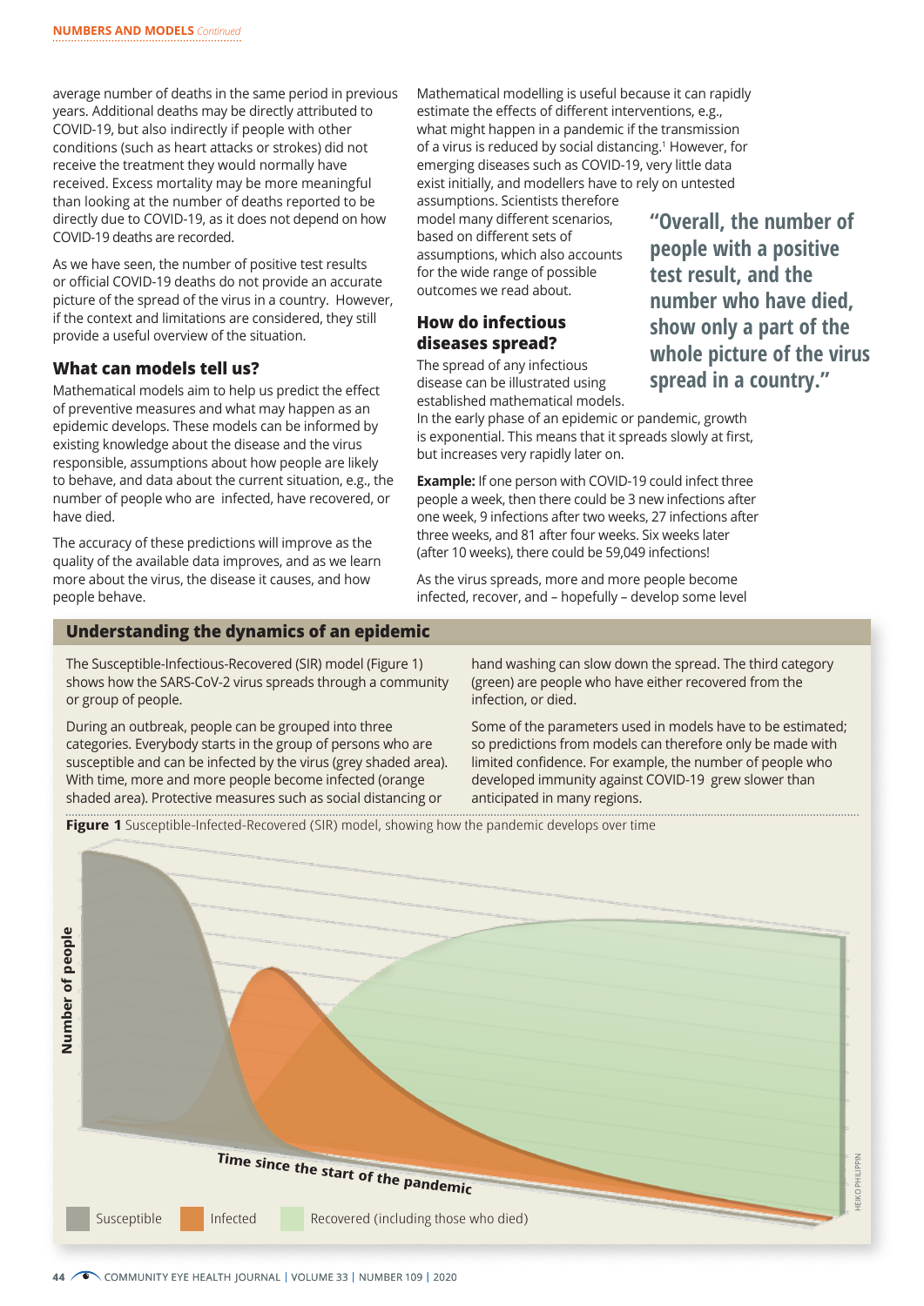average number of deaths in the same period in previous years. Additional deaths may be directly attributed to COVID-19, but also indirectly if people with other conditions (such as heart attacks or strokes) did not receive the treatment they would normally have received. Excess mortality may be more meaningful than looking at the number of deaths reported to be directly due to COVID-19, as it does not depend on how COVID-19 deaths are recorded.

As we have seen, the number of positive test results or official COVID-19 deaths do not provide an accurate picture of the spread of the virus in a country. However, if the context and limitations are considered, they still provide a useful overview of the situation.

### What can models tell us?

Mathematical models aim to help us predict the effect of preventive measures and what may happen as an epidemic develops. These models can be informed by existing knowledge about the disease and the virus responsible, assumptions about how people are likely to behave, and data about the current situation, e.g., the number of people who are infected, have recovered, or have died.

The accuracy of these predictions will improve as the quality of the available data improves, and as we learn more about the virus, the disease it causes, and how people behave.

Mathematical modelling is useful because it can rapidly estimate the effects of different interventions, e.g., what might happen in a pandemic if the transmission of a virus is reduced by social distancing.[1] However, for emerging diseases such as COVID-19, very little data exist initially, and modellers have to rely on untested assumptions. Scientists therefore model many different scenarios, based on different sets of assumptions, which also accounts for the wide range of possible outcomes we read about.

> "Overall, the number of people with a positive test result, and the number who have died, show only a part of the whole picture of the virus spread in a country."

### How do infectious diseases spread?

The spread of any infectious disease can be illustrated using established mathematical models. In the early phase of an epidemic or pandemic, growth is exponential. This means that it spreads slowly at first, but increases very rapidly later on.

**Example:** If one person with COVID-19 could infect three people a week, then there could be 3 new infections after one week, 9 infections after two weeks, 27 infections after three weeks, and 81 after four weeks. Six weeks later (after 10 weeks), there could be 59,049 infections!

As the virus spreads, more and more people become infected, recover, and – hopefully – develop some level

### Understanding the dynamics of an epidemic

The Susceptible-Infectious-Recovered (SIR) model (Figure 1) shows how the SARS-CoV-2 virus spreads through a community or group of people.

During an outbreak, people can be grouped into three categories. Everybody starts in the group of persons who are susceptible and can be infected by the virus (grey shaded area). With time, more and more people become infected (orange shaded area). Protective measures such as social distancing or hand washing can slow down the spread. The third category (green) are people who have either recovered from the infection, or died.

Some of the parameters used in models have to be estimated; so predictions from models can therefore only be made with limited confidence. For example, the number of people who developed immunity against COVID-19 grew slower than anticipated in many regions.

**Figure 1** Susceptible-Infected-Recovered (SIR) model, showing how the pandemic develops over time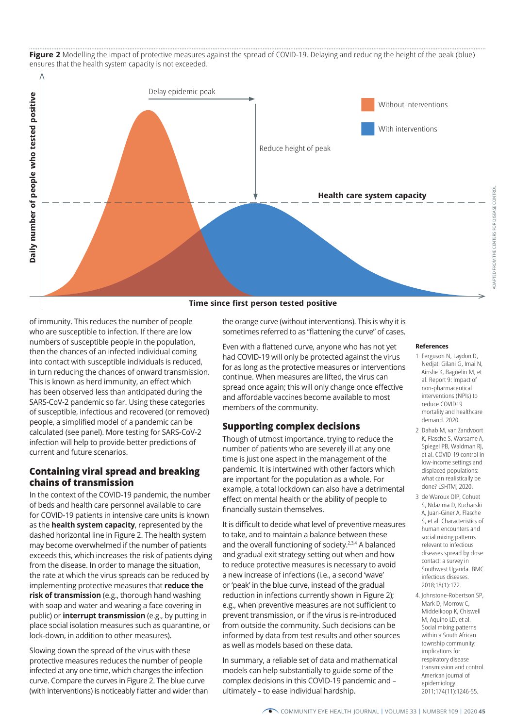**Figure 2** Modelling the impact of protective measures against the spread of COVID-19. Delaying and reducing the height of the peak (blue) ensures that the health system capacity is not exceeded.

Delay epidemic peak

Reduce height of peak

Without interventions

With interventions

Health care system capacity

Daily number of people who tested positive

Time since first person tested positive

ADAPTED FROM THE CENTERS FOR DISEASE CONTROL

of immunity. This reduces the number of people who are susceptible to infection. If there are low numbers of susceptible people in the population, then the chances of an infected individual coming into contact with susceptible individuals is reduced, in turn reducing the chances of onward transmission. This is known as herd immunity, an effect which has been observed less than anticipated during the SARS-CoV-2 pandemic so far. Using these categories of susceptible, infectious and recovered (or removed) people, a simplified model of a pandemic can be calculated (see panel). More testing for SARS-CoV-2 infection will help to provide better predictions of current and future scenarios.

## Containing viral spread and breaking chains of transmission

In the context of the COVID-19 pandemic, the number of beds and health care personnel available to care for COVID-19 patients in intensive care units is known as the **health system capacity**, represented by the dashed horizontal line in Figure 2. The health system may become overwhelmed if the number of patients exceeds this, which increases the risk of patients dying from the disease. In order to manage the situation, the rate at which the virus spreads can be reduced by implementing protective measures that **reduce the risk of transmission** (e.g., thorough hand washing with soap and water and wearing a face covering in public) or **interrupt transmission** (e.g., by putting in place social isolation measures such as quarantine, or lock-down, in addition to other measures).

Slowing down the spread of the virus with these protective measures reduces the number of people infected at any one time, which changes the infection curve. Compare the curves in Figure 2. The blue curve (with interventions) is noticeably flatter and wider than the orange curve (without interventions). This is why it is sometimes referred to as "flattening the curve" of cases.

Even with a flattened curve, anyone who has not yet had COVID-19 will only be protected against the virus for as long as the protective measures or interventions continue. When measures are lifted, the virus can spread once again; this will only change once effective and affordable vaccines become available to most members of the community.

## Supporting complex decisions

Though of utmost importance, trying to reduce the number of patients who are severely ill at any one time is just one aspect in the management of the pandemic. It is intertwined with other factors which are important for the population as a whole. For example, a total lockdown can also have a detrimental effect on mental health or the ability of people to financially sustain themselves.

It is difficult to decide what level of preventive measures to take, and to maintain a balance between these and the overall functioning of society.[2,3,4] A balanced and gradual exit strategy setting out when and how to reduce protective measures is necessary to avoid a new increase of infections (i.e., a second 'wave' or 'peak' in the blue curve, instead of the gradual reduction in infections currently shown in Figure 2); e.g., when preventive measures are not sufficient to prevent transmission, or if the virus is re-introduced from outside the community. Such decisions can be informed by data from test results and other sources as well as models based on these data.

In summary, a reliable set of data and mathematical models can help substantially to guide some of the complex decisions in this COVID-19 pandemic and – ultimately – to ease individual hardship.

### References

1. Ferguson N, Laydon D, Nedjati Gilani G, Imai N, Ainslie K, Baguelin M, et al. Report 9: Impact of non-pharmaceutical interventions (NPIs) to reduce COVID19 mortality and healthcare demand. 2020.
2. Dahab M, van Zandvoort K, Flasche S, Warsame A, Spiegel PB, Waldman RJ, et al. COVID-19 control in low-income settings and displaced populations: what can realistically be done? LSHTM, 2020.
3. de Waroux OlP, Cohuet S, Ndazima D, Kucharski A, Juan-Giner A, Flasche S, et al. Characteristics of human encounters and social mixing patterns relevant to infectious diseases spread by close contact: a survey in Southwest Uganda. BMC infectious diseases. 2018;18(1):172.
4. Johnstone-Robertson SP, Mark D, Morrow C, Middelkoop K, Chiswell M, Aquino LD, et al. Social mixing patterns within a South African township community: implications for respiratory disease transmission and control. American journal of epidemiology. 2011;174(11):1246-55.